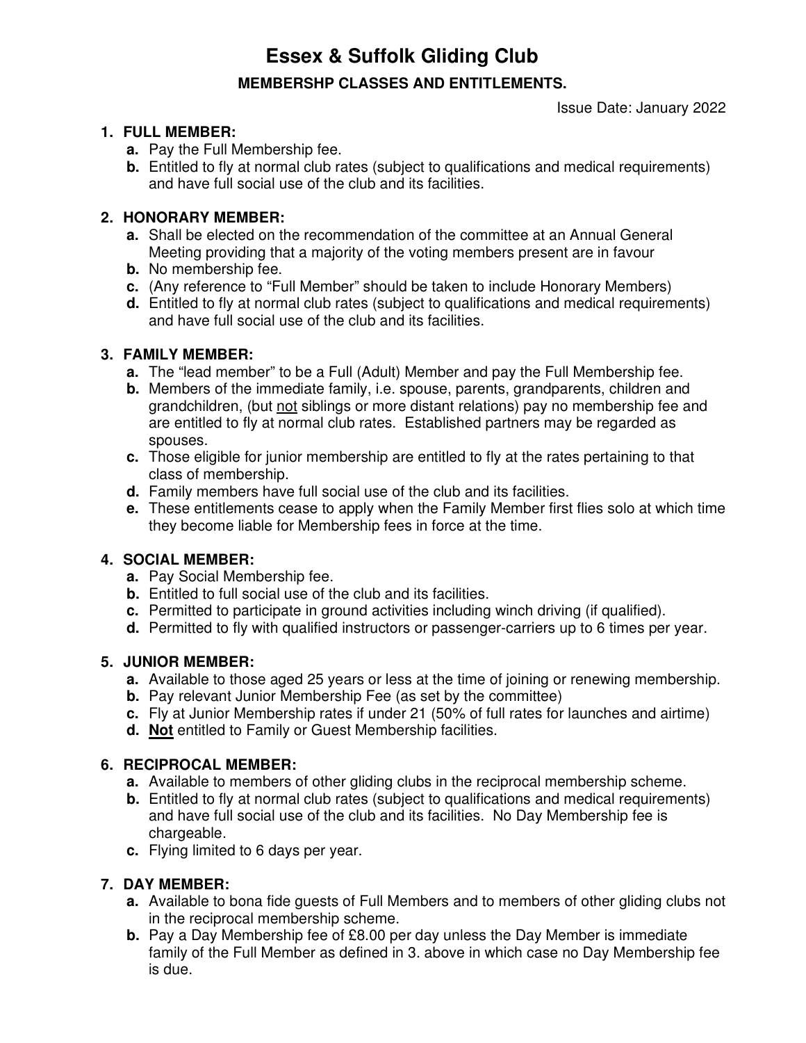# Essex & Suffolk Gliding Club

## MEMBERSHP CLASSES AND ENTITLEMENTS.

Issue Date: January 2022

1. **FULL MEMBER:**
   - **a.** Pay the Full Membership fee.
   - **b.** Entitled to fly at normal club rates (subject to qualifications and medical requirements) and have full social use of the club and its facilities.

2. **HONORARY MEMBER:**
   - **a.** Shall be elected on the recommendation of the committee at an Annual General Meeting providing that a majority of the voting members present are in favour
   - **b.** No membership fee.
   - **c.** (Any reference to "Full Member" should be taken to include Honorary Members)
   - **d.** Entitled to fly at normal club rates (subject to qualifications and medical requirements) and have full social use of the club and its facilities.

3. **FAMILY MEMBER:**
   - **a.** The "lead member" to be a Full (Adult) Member and pay the Full Membership fee.
   - **b.** Members of the immediate family, i.e. spouse, parents, grandparents, children and grandchildren, (but <u>not</u> siblings or more distant relations) pay no membership fee and are entitled to fly at normal club rates. Established partners may be regarded as spouses.
   - **c.** Those eligible for junior membership are entitled to fly at the rates pertaining to that class of membership.
   - **d.** Family members have full social use of the club and its facilities.
   - **e.** These entitlements cease to apply when the Family Member first flies solo at which time they become liable for Membership fees in force at the time.

4. **SOCIAL MEMBER:**
   - **a.** Pay Social Membership fee.
   - **b.** Entitled to full social use of the club and its facilities.
   - **c.** Permitted to participate in ground activities including winch driving (if qualified).
   - **d.** Permitted to fly with qualified instructors or passenger-carriers up to 6 times per year.

5. **JUNIOR MEMBER:**
   - **a.** Available to those aged 25 years or less at the time of joining or renewing membership.
   - **b.** Pay relevant Junior Membership Fee (as set by the committee)
   - **c.** Fly at Junior Membership rates if under 21 (50% of full rates for launches and airtime)
   - **d.** <u>**Not**</u> entitled to Family or Guest Membership facilities.

6. **RECIPROCAL MEMBER:**
   - **a.** Available to members of other gliding clubs in the reciprocal membership scheme.
   - **b.** Entitled to fly at normal club rates (subject to qualifications and medical requirements) and have full social use of the club and its facilities. No Day Membership fee is chargeable.
   - **c.** Flying limited to 6 days per year.

7. **DAY MEMBER:**
   - **a.** Available to bona fide guests of Full Members and to members of other gliding clubs not in the reciprocal membership scheme.
   - **b.** Pay a Day Membership fee of £8.00 per day unless the Day Member is immediate family of the Full Member as defined in 3. above in which case no Day Membership fee is due.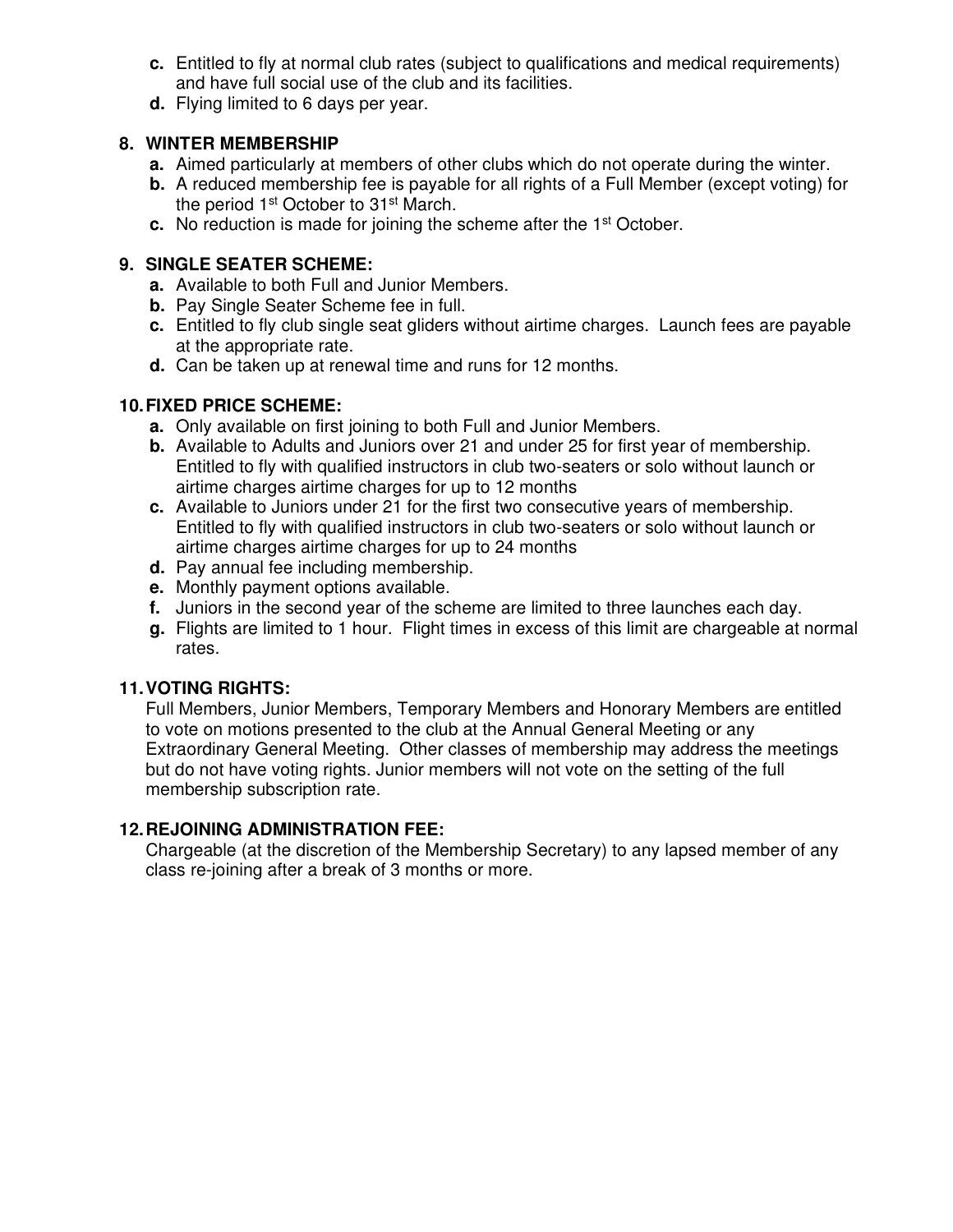c. Entitled to fly at normal club rates (subject to qualifications and medical requirements) and have full social use of the club and its facilities.
d. Flying limited to 6 days per year.

### 8. WINTER MEMBERSHIP

a. Aimed particularly at members of other clubs which do not operate during the winter.
b. A reduced membership fee is payable for all rights of a Full Member (except voting) for the period 1st October to 31st March.
c. No reduction is made for joining the scheme after the 1st October.

### 9. SINGLE SEATER SCHEME:

a. Available to both Full and Junior Members.
b. Pay Single Seater Scheme fee in full.
c. Entitled to fly club single seat gliders without airtime charges. Launch fees are payable at the appropriate rate.
d. Can be taken up at renewal time and runs for 12 months.

### 10. FIXED PRICE SCHEME:

a. Only available on first joining to both Full and Junior Members.
b. Available to Adults and Juniors over 21 and under 25 for first year of membership. Entitled to fly with qualified instructors in club two-seaters or solo without launch or airtime charges airtime charges for up to 12 months
c. Available to Juniors under 21 for the first two consecutive years of membership. Entitled to fly with qualified instructors in club two-seaters or solo without launch or airtime charges airtime charges for up to 24 months
d. Pay annual fee including membership.
e. Monthly payment options available.
f. Juniors in the second year of the scheme are limited to three launches each day.
g. Flights are limited to 1 hour. Flight times in excess of this limit are chargeable at normal rates.

### 11. VOTING RIGHTS:

Full Members, Junior Members, Temporary Members and Honorary Members are entitled to vote on motions presented to the club at the Annual General Meeting or any Extraordinary General Meeting. Other classes of membership may address the meetings but do not have voting rights. Junior members will not vote on the setting of the full membership subscription rate.

### 12. REJOINING ADMINISTRATION FEE:

Chargeable (at the discretion of the Membership Secretary) to any lapsed member of any class re-joining after a break of 3 months or more.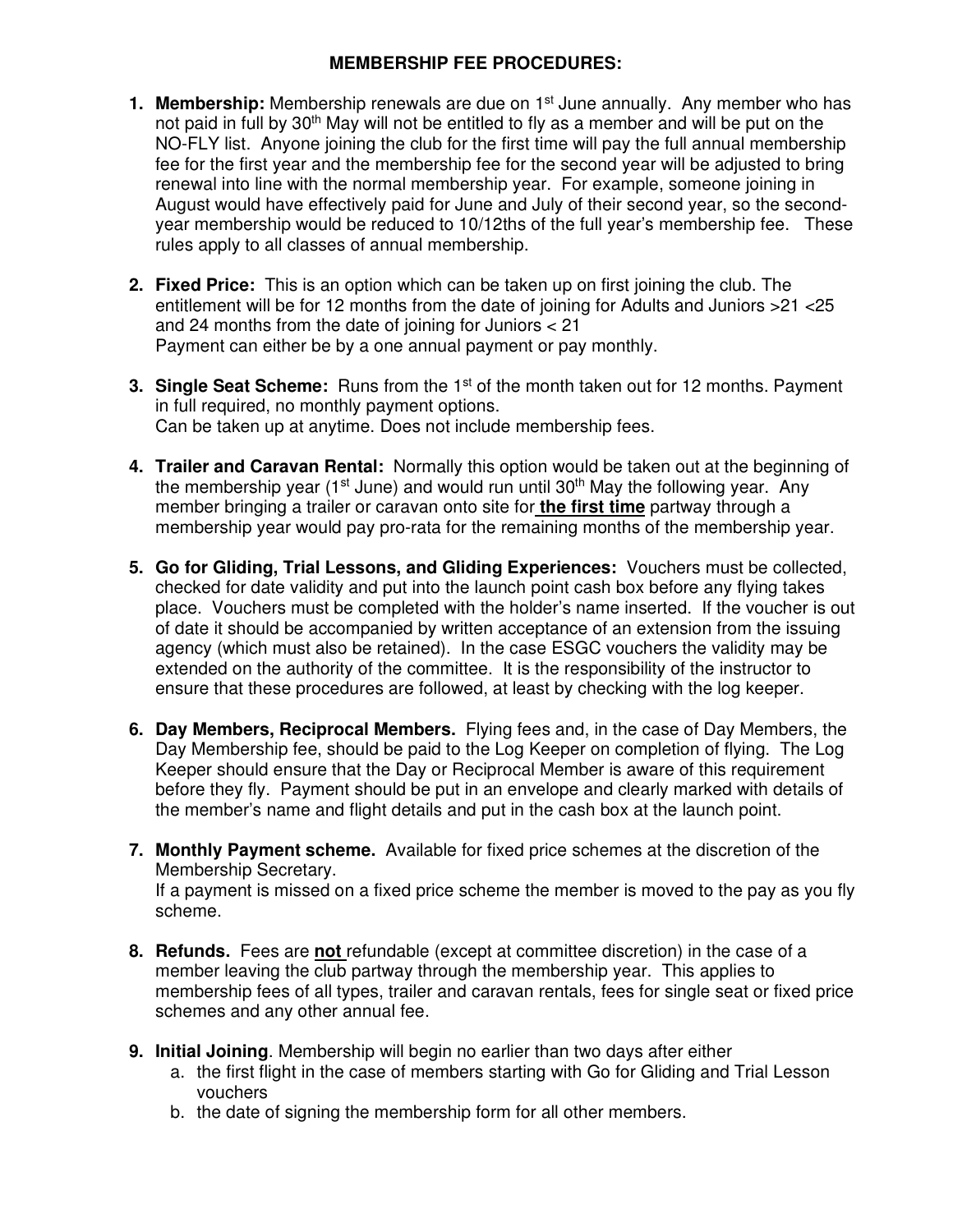**MEMBERSHIP FEE PROCEDURES:**

1. **Membership:** Membership renewals are due on 1st June annually. Any member who has not paid in full by 30th May will not be entitled to fly as a member and will be put on the NO-FLY list. Anyone joining the club for the first time will pay the full annual membership fee for the first year and the membership fee for the second year will be adjusted to bring renewal into line with the normal membership year. For example, someone joining in August would have effectively paid for June and July of their second year, so the second-year membership would be reduced to 10/12ths of the full year's membership fee. These rules apply to all classes of annual membership.

2. **Fixed Price:** This is an option which can be taken up on first joining the club. The entitlement will be for 12 months from the date of joining for Adults and Juniors >21 <25 and 24 months from the date of joining for Juniors < 21
   Payment can either be by a one annual payment or pay monthly.

3. **Single Seat Scheme:** Runs from the 1st of the month taken out for 12 months. Payment in full required, no monthly payment options.
   Can be taken up at anytime. Does not include membership fees.

4. **Trailer and Caravan Rental:** Normally this option would be taken out at the beginning of the membership year (1st June) and would run until 30th May the following year. Any member bringing a trailer or caravan onto site for **<u>the first time</u>** partway through a membership year would pay pro-rata for the remaining months of the membership year.

5. **Go for Gliding, Trial Lessons, and Gliding Experiences:** Vouchers must be collected, checked for date validity and put into the launch point cash box before any flying takes place. Vouchers must be completed with the holder's name inserted. If the voucher is out of date it should be accompanied by written acceptance of an extension from the issuing agency (which must also be retained). In the case ESGC vouchers the validity may be extended on the authority of the committee. It is the responsibility of the instructor to ensure that these procedures are followed, at least by checking with the log keeper.

6. **Day Members, Reciprocal Members.** Flying fees and, in the case of Day Members, the Day Membership fee, should be paid to the Log Keeper on completion of flying. The Log Keeper should ensure that the Day or Reciprocal Member is aware of this requirement before they fly. Payment should be put in an envelope and clearly marked with details of the member's name and flight details and put in the cash box at the launch point.

7. **Monthly Payment scheme.** Available for fixed price schemes at the discretion of the Membership Secretary.
   If a payment is missed on a fixed price scheme the member is moved to the pay as you fly scheme.

8. **Refunds.** Fees are **<u>not</u>** refundable (except at committee discretion) in the case of a member leaving the club partway through the membership year. This applies to membership fees of all types, trailer and caravan rentals, fees for single seat or fixed price schemes and any other annual fee.

9. **Initial Joining**. Membership will begin no earlier than two days after either
   a. the first flight in the case of members starting with Go for Gliding and Trial Lesson vouchers
   b. the date of signing the membership form for all other members.